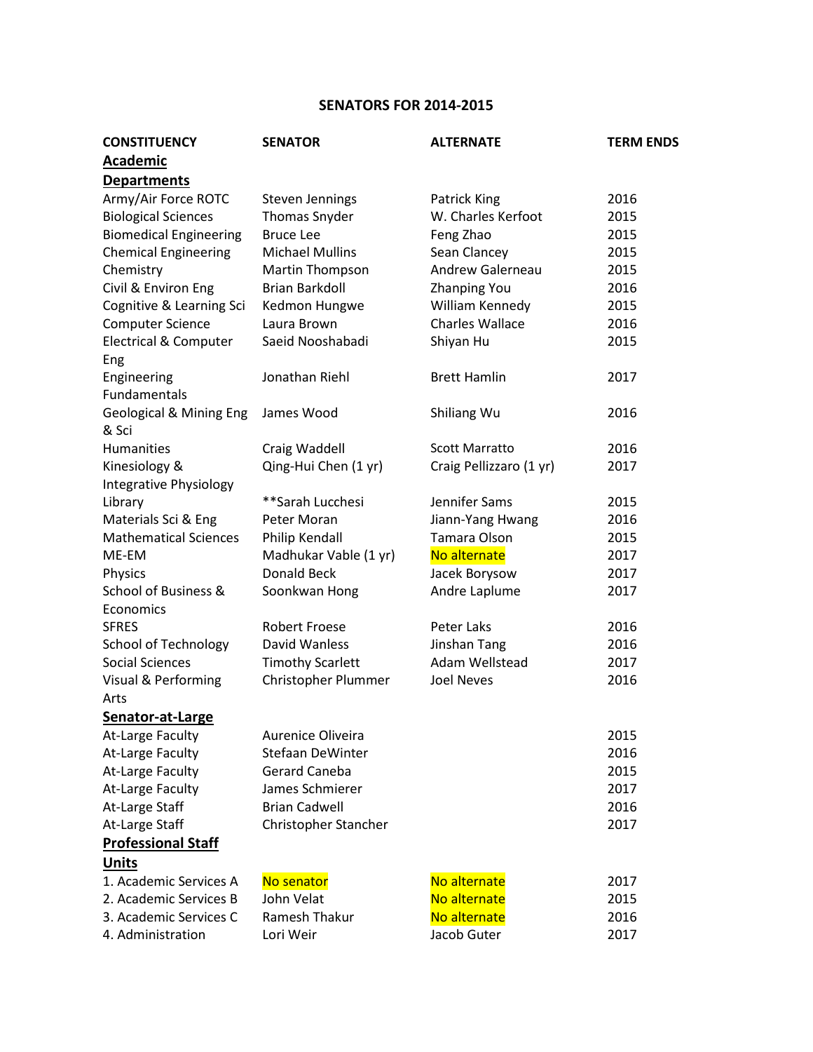## SENATORS FOR 2014-2015

| CONSTITUENCY | SENATOR | ALTERNATE | TERM ENDS |
|---|---|---|---|
| **Academic Departments** | | | |
| Army/Air Force ROTC | Steven Jennings | Patrick King | 2016 |
| Biological Sciences | Thomas Snyder | W. Charles Kerfoot | 2015 |
| Biomedical Engineering | Bruce Lee | Feng Zhao | 2015 |
| Chemical Engineering | Michael Mullins | Sean Clancey | 2015 |
| Chemistry | Martin Thompson | Andrew Galerneau | 2015 |
| Civil & Environ Eng | Brian Barkdoll | Zhanping You | 2016 |
| Cognitive & Learning Sci | Kedmon Hungwe | William Kennedy | 2015 |
| Computer Science | Laura Brown | Charles Wallace | 2016 |
| Electrical & Computer Eng | Saeid Nooshabadi | Shiyan Hu | 2015 |
| Engineering Fundamentals | Jonathan Riehl | Brett Hamlin | 2017 |
| Geological & Mining Eng & Sci | James Wood | Shiliang Wu | 2016 |
| Humanities | Craig Waddell | Scott Marratto | 2016 |
| Kinesiology & Integrative Physiology | Qing-Hui Chen (1 yr) | Craig Pellizzaro (1 yr) | 2017 |
| Library | **Sarah Lucchesi | Jennifer Sams | 2015 |
| Materials Sci & Eng | Peter Moran | Jiann-Yang Hwang | 2016 |
| Mathematical Sciences | Philip Kendall | Tamara Olson | 2015 |
| ME-EM | Madhukar Vable (1 yr) | No alternate | 2017 |
| Physics | Donald Beck | Jacek Borysow | 2017 |
| School of Business & Economics | Soonkwan Hong | Andre Laplume | 2017 |
| SFRES | Robert Froese | Peter Laks | 2016 |
| School of Technology | David Wanless | Jinshan Tang | 2016 |
| Social Sciences | Timothy Scarlett | Adam Wellstead | 2017 |
| Visual & Performing Arts | Christopher Plummer | Joel Neves | 2016 |
| **Senator-at-Large** | | | |
| At-Large Faculty | Aurenice Oliveira | | 2015 |
| At-Large Faculty | Stefaan DeWinter | | 2016 |
| At-Large Faculty | Gerard Caneba | | 2015 |
| At-Large Faculty | James Schmierer | | 2017 |
| At-Large Staff | Brian Cadwell | | 2016 |
| At-Large Staff | Christopher Stancher | | 2017 |
| **Professional Staff Units** | | | |
| 1. Academic Services A | No senator | No alternate | 2017 |
| 2. Academic Services B | John Velat | No alternate | 2015 |
| 3. Academic Services C | Ramesh Thakur | No alternate | 2016 |
| 4. Administration | Lori Weir | Jacob Guter | 2017 |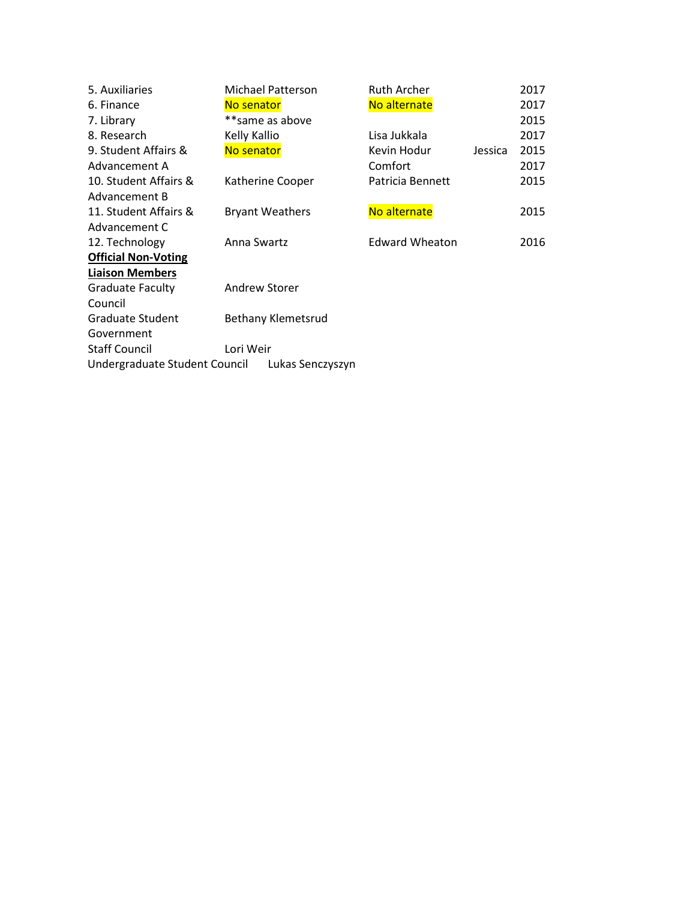| | | | | |
|---|---|---|---|---|
| 5. Auxiliaries | Michael Patterson | Ruth Archer | | 2017 |
| 6. Finance | No senator | No alternate | | 2017 |
| 7. Library | **same as above | | | 2015 |
| 8. Research | Kelly Kallio | Lisa Jukkala | | 2017 |
| 9. Student Affairs & Advancement A | No senator | Kevin Hodur Comfort | Jessica | 2015 2017 |
| 10. Student Affairs & Advancement B | Katherine Cooper | Patricia Bennett | | 2015 |
| 11. Student Affairs & Advancement C | Bryant Weathers | No alternate | | 2015 |
| 12. Technology | Anna Swartz | Edward Wheaton | | 2016 |

**Official Non-Voting Liaison Members**

| | |
|---|---|
| Graduate Faculty Council | Andrew Storer |
| Graduate Student Government | Bethany Klemetsrud |
| Staff Council | Lori Weir |
| Undergraduate Student Council | Lukas Senczyszyn |